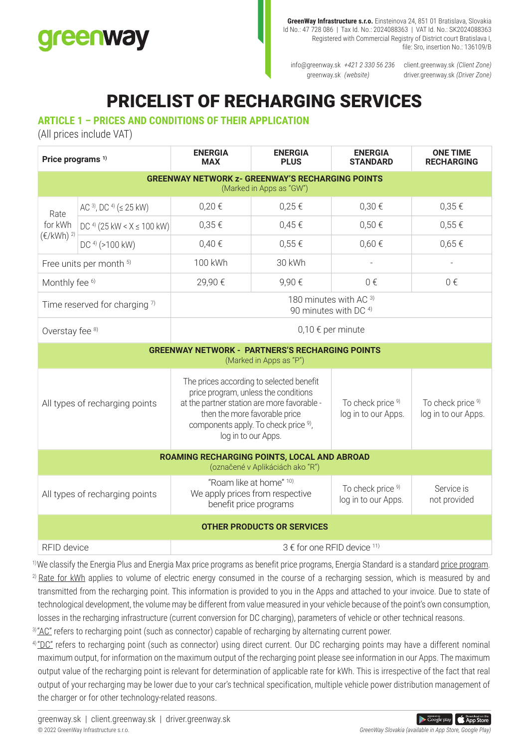**GreenWay Infrastructure s.r.o.** Einsteinova 24, 851 01 Bratislava, Slovakia
Id No.: 47 728 086 | Tax Id. No.: 2024088363 | VAT Id. No.: SK2024088363
Registered with Commercial Registry of District court Bratislava I, file: Sro, insertion No.: 136109/B

info@greenway.sk *+421 2 330 56 236* client.greenway.sk *(Client Zone)*
greenway.sk *(website)* driver.greenway.sk *(Driver Zone)*

# PRICELIST OF RECHARGING SERVICES

## ARTICLE 1 – PRICES AND CONDITIONS OF THEIR APPLICATION

(All prices include VAT)

| Price programs [1] | | ENERGIA MAX | ENERGIA PLUS | ENERGIA STANDARD | ONE TIME RECHARGING |
|---|---|---|---|---|---|
| **GREENWAY NETWORK z- GREENWAY'S RECHARGING POINTS** (Marked in Apps as "GW") | | | | | |
| Rate for kWh (€/kWh) [2] | AC [3], DC [4] (≤ 25 kW) | 0,20 € | 0,25 € | 0,30 € | 0,35 € |
| | DC [4] (25 kW < X ≤ 100 kW) | 0,35 € | 0,45 € | 0,50 € | 0,55 € |
| | DC [4] (>100 kW) | 0,40 € | 0,55 € | 0,60 € | 0,65 € |
| Free units per month [5] | | 100 kWh | 30 kWh | - | - |
| Monthly fee [6] | | 29,90 € | 9,90 € | 0 € | 0 € |
| Time reserved for charging [7] | | 180 minutes with AC [3] 90 minutes with DC [4] | | | |
| Overstay fee [8] | | 0,10 € per minute | | | |
| **GREENWAY NETWORK - PARTNERS'S RECHARGING POINTS** (Marked in Apps as "P") | | | | | |
| All types of recharging points | | The prices according to selected benefit price program, unless the conditions at the partner station are more favorable - then the more favorable price components apply. To check price [9], log in to our Apps. | | To check price [9] log in to our Apps. | To check price [9] log in to our Apps. |
| **ROAMING RECHARGING POINTS, LOCAL AND ABROAD** (označené v Aplikáciách ako "R") | | | | | |
| All types of recharging points | | "Roam like at home" [10] We apply prices from respective benefit price programs | | To check price [9] log in to our Apps. | Service is not provided |
| **OTHER PRODUCTS OR SERVICES** | | | | | |
| RFID device | | 3 € for one RFID device [11] | | | |

[1] We classify the Energia Plus and Energia Max price programs as benefit price programs, Energia Standard is a standard price program.

[2] Rate for kWh applies to volume of electric energy consumed in the course of a recharging session, which is measured by and transmitted from the recharging point. This information is provided to you in the Apps and attached to your invoice. Due to state of technological development, the volume may be different from value measured in your vehicle because of the point's own consumption, losses in the recharging infrastructure (current conversion for DC charging), parameters of vehicle or other technical reasons.

[3] "AC" refers to recharging point (such as connector) capable of recharging by alternating current power.

[4] "DC" refers to recharging point (such as connector) using direct current. Our DC recharging points may have a different nominal maximum output, for information on the maximum output of the recharging point please see information in our Apps. The maximum output value of the recharging point is relevant for determination of applicable rate for kWh. This is irrespective of the fact that real output of your recharging may be lower due to your car's technical specification, multiple vehicle power distribution management of the charger or for other technology-related reasons.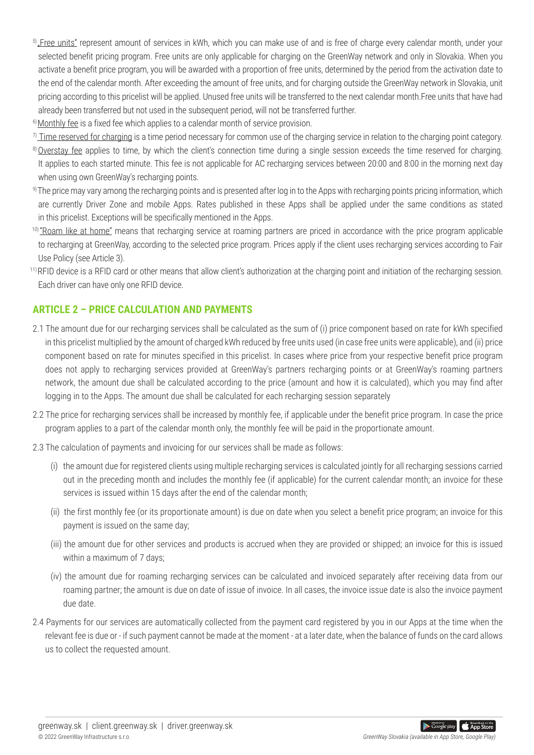[5] „Free units" represent amount of services in kWh, which you can make use of and is free of charge every calendar month, under your selected benefit pricing program. Free units are only applicable for charging on the GreenWay network and only in Slovakia. When you activate a benefit price program, you will be awarded with a proportion of free units, determined by the period from the activation date to the end of the calendar month. After exceeding the amount of free units, and for charging outside the GreenWay network in Slovakia, unit pricing according to this pricelist will be applied. Unused free units will be transferred to the next calendar month.Free units that have had already been transferred but not used in the subsequent period, will not be transferred further.

[6] Monthly fee is a fixed fee which applies to a calendar month of service provision.

[7] Time reserved for charging is a time period necessary for common use of the charging service in relation to the charging point category.

[8] Overstay fee applies to time, by which the client's connection time during a single session exceeds the time reserved for charging. It applies to each started minute. This fee is not applicable for AC recharging services between 20:00 and 8:00 in the morning next day when using own GreenWay's recharging points.

[9] The price may vary among the recharging points and is presented after log in to the Apps with recharging points pricing information, which are currently Driver Zone and mobile Apps. Rates published in these Apps shall be applied under the same conditions as stated in this pricelist. Exceptions will be specifically mentioned in the Apps.

[10] "Roam like at home" means that recharging service at roaming partners are priced in accordance with the price program applicable to recharging at GreenWay, according to the selected price program. Prices apply if the client uses recharging services according to Fair Use Policy (see Article 3).

[11] RFID device is a RFID card or other means that allow client's authorization at the charging point and initiation of the recharging session. Each driver can have only one RFID device.

## ARTICLE 2 – PRICE CALCULATION AND PAYMENTS

2.1 The amount due for our recharging services shall be calculated as the sum of (i) price component based on rate for kWh specified in this pricelist multiplied by the amount of charged kWh reduced by free units used (in case free units were applicable), and (ii) price component based on rate for minutes specified in this pricelist. In cases where price from your respective benefit price program does not apply to recharging services provided at GreenWay's partners recharging points or at GreenWay's roaming partners network, the amount due shall be calculated according to the price (amount and how it is calculated), which you may find after logging in to the Apps. The amount due shall be calculated for each recharging session separately

2.2 The price for recharging services shall be increased by monthly fee, if applicable under the benefit price program. In case the price program applies to a part of the calendar month only, the monthly fee will be paid in the proportionate amount.

2.3 The calculation of payments and invoicing for our services shall be made as follows:

(i) the amount due for registered clients using multiple recharging services is calculated jointly for all recharging sessions carried out in the preceding month and includes the monthly fee (if applicable) for the current calendar month; an invoice for these services is issued within 15 days after the end of the calendar month;

(ii) the first monthly fee (or its proportionate amount) is due on date when you select a benefit price program; an invoice for this payment is issued on the same day;

(iii) the amount due for other services and products is accrued when they are provided or shipped; an invoice for this is issued within a maximum of 7 days;

(iv) the amount due for roaming recharging services can be calculated and invoiced separately after receiving data from our roaming partner; the amount is due on date of issue of invoice. In all cases, the invoice issue date is also the invoice payment due date.

2.4 Payments for our services are automatically collected from the payment card registered by you in our Apps at the time when the relevant fee is due or - if such payment cannot be made at the moment - at a later date, when the balance of funds on the card allows us to collect the requested amount.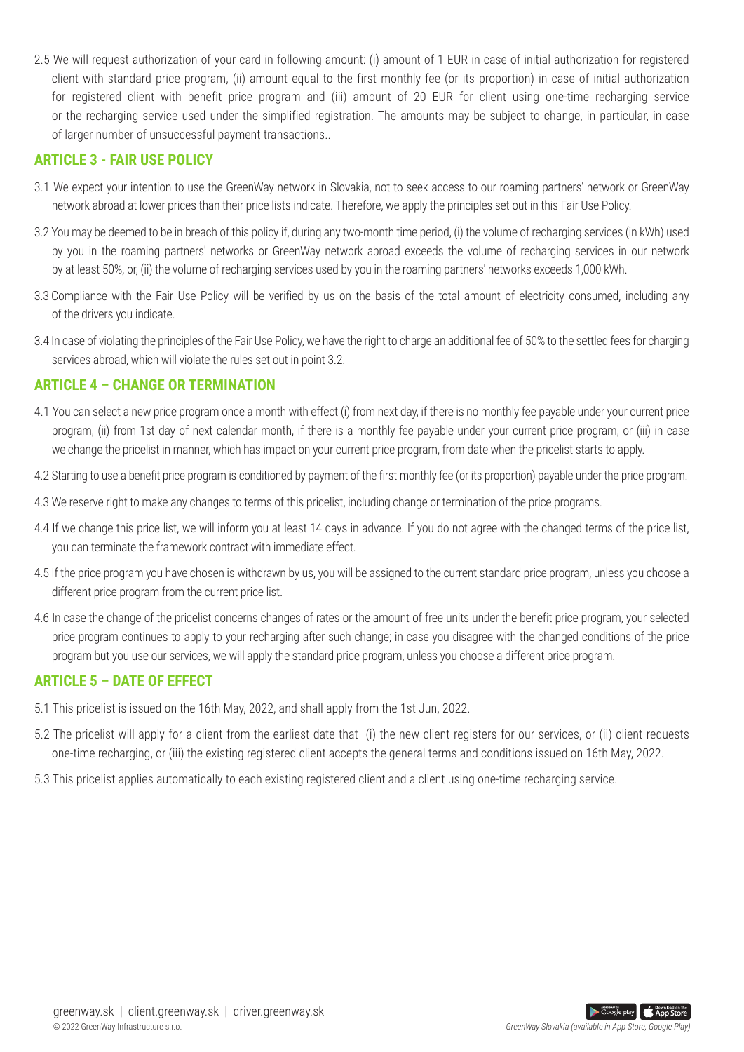2.5 We will request authorization of your card in following amount: (i) amount of 1 EUR in case of initial authorization for registered client with standard price program, (ii) amount equal to the first monthly fee (or its proportion) in case of initial authorization for registered client with benefit price program and (iii) amount of 20 EUR for client using one-time recharging service or the recharging service used under the simplified registration. The amounts may be subject to change, in particular, in case of larger number of unsuccessful payment transactions..

## ARTICLE 3 - FAIR USE POLICY

3.1 We expect your intention to use the GreenWay network in Slovakia, not to seek access to our roaming partners' network or GreenWay network abroad at lower prices than their price lists indicate. Therefore, we apply the principles set out in this Fair Use Policy.

3.2 You may be deemed to be in breach of this policy if, during any two-month time period, (i) the volume of recharging services (in kWh) used by you in the roaming partners' networks or GreenWay network abroad exceeds the volume of recharging services in our network by at least 50%, or, (ii) the volume of recharging services used by you in the roaming partners' networks exceeds 1,000 kWh.

3.3 Compliance with the Fair Use Policy will be verified by us on the basis of the total amount of electricity consumed, including any of the drivers you indicate.

3.4 In case of violating the principles of the Fair Use Policy, we have the right to charge an additional fee of 50% to the settled fees for charging services abroad, which will violate the rules set out in point 3.2.

## ARTICLE 4 – CHANGE OR TERMINATION

4.1 You can select a new price program once a month with effect (i) from next day, if there is no monthly fee payable under your current price program, (ii) from 1st day of next calendar month, if there is a monthly fee payable under your current price program, or (iii) in case we change the pricelist in manner, which has impact on your current price program, from date when the pricelist starts to apply.

4.2 Starting to use a benefit price program is conditioned by payment of the first monthly fee (or its proportion) payable under the price program.

4.3 We reserve right to make any changes to terms of this pricelist, including change or termination of the price programs.

4.4 If we change this price list, we will inform you at least 14 days in advance. If you do not agree with the changed terms of the price list, you can terminate the framework contract with immediate effect.

4.5 If the price program you have chosen is withdrawn by us, you will be assigned to the current standard price program, unless you choose a different price program from the current price list.

4.6 In case the change of the pricelist concerns changes of rates or the amount of free units under the benefit price program, your selected price program continues to apply to your recharging after such change; in case you disagree with the changed conditions of the price program but you use our services, we will apply the standard price program, unless you choose a different price program.

## ARTICLE 5 – DATE OF EFFECT

5.1 This pricelist is issued on the 16th May, 2022, and shall apply from the 1st Jun, 2022.

5.2 The pricelist will apply for a client from the earliest date that (i) the new client registers for our services, or (ii) client requests one-time recharging, or (iii) the existing registered client accepts the general terms and conditions issued on 16th May, 2022.

5.3 This pricelist applies automatically to each existing registered client and a client using one-time recharging service.